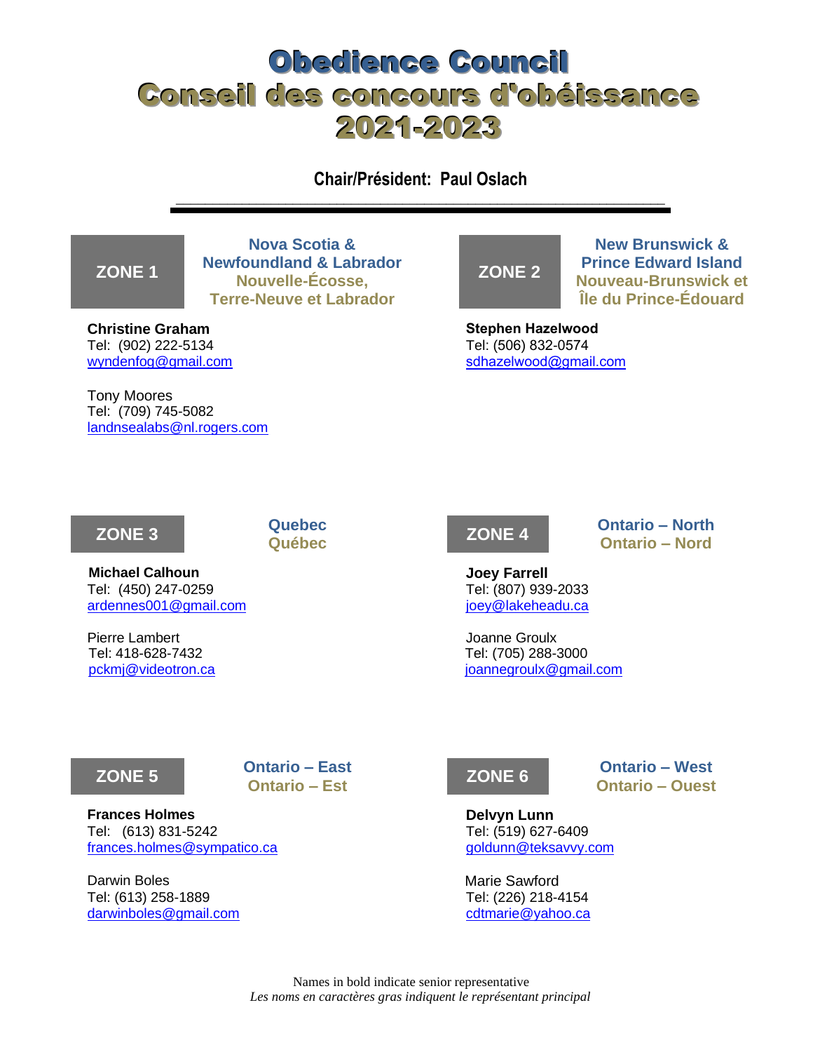# Obedience Council
# Conseil des concours d'obéissance
# 2021-2023

**Chair/Président: Paul Oslach**

---

## ZONE 1 — Nova Scotia & Newfoundland & Labrador / Nouvelle-Écosse, Terre-Neuve et Labrador

**Christine Graham**
Tel: (902) 222-5134
wyndenfog@gmail.com

Tony Moores
Tel: (709) 745-5082
landnsealabs@nl.rogers.com

## ZONE 2 — New Brunswick & Prince Edward Island / Nouveau-Brunswick et Île du Prince-Édouard

**Stephen Hazelwood**
Tel: (506) 832-0574
sdhazelwood@gmail.com

## ZONE 3 — Quebec / Québec

**Michael Calhoun**
Tel: (450) 247-0259
ardennes001@gmail.com

Pierre Lambert
Tel: 418-628-7432
pckmj@videotron.ca

## ZONE 4 — Ontario – North / Ontario – Nord

**Joey Farrell**
Tel: (807) 939-2033
joey@lakeheadu.ca

Joanne Groulx
Tel: (705) 288-3000
joannegroulx@gmail.com

## ZONE 5 — Ontario – East / Ontario – Est

**Frances Holmes**
Tel: (613) 831-5242
frances.holmes@sympatico.ca

Darwin Boles
Tel: (613) 258-1889
darwinboles@gmail.com

## ZONE 6 — Ontario – West / Ontario – Ouest

**Delvyn Lunn**
Tel: (519) 627-6409
goldunn@teksavvy.com

Marie Sawford
Tel: (226) 218-4154
cdtmarie@yahoo.ca

Names in bold indicate senior representative
*Les noms en caractères gras indiquent le représentant principal*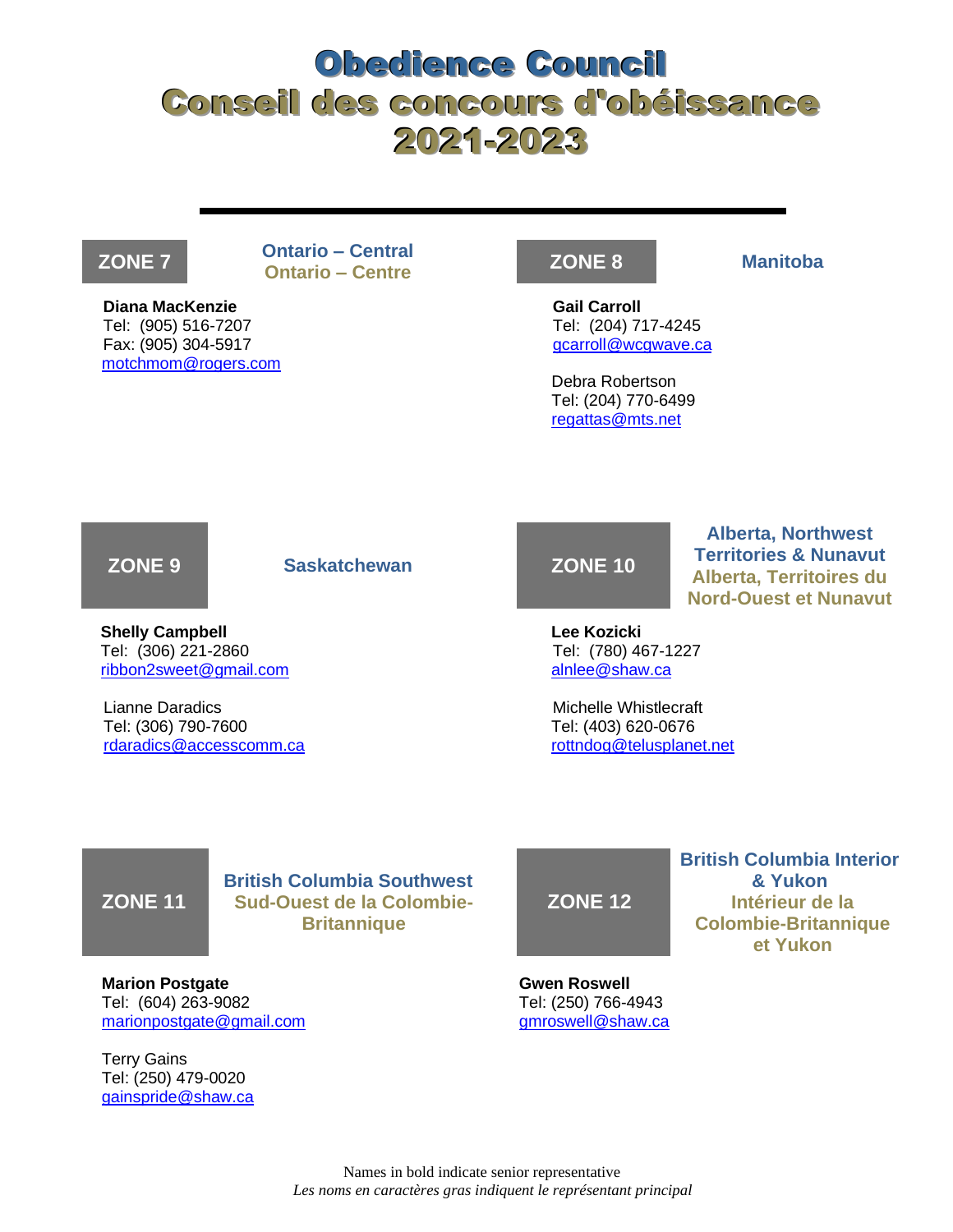# Obedience Council
# Conseil des concours d'obéissance
# 2021-2023

---

## ZONE 7 — Ontario – Central / Ontario – Centre

**Diana MacKenzie**
Tel: (905) 516-7207
Fax: (905) 304-5917
motchmom@rogers.com

## ZONE 8 — Manitoba

**Gail Carroll**
Tel: (204) 717-4245
gcarroll@wcgwave.ca

Debra Robertson
Tel: (204) 770-6499
regattas@mts.net

## ZONE 9 — Saskatchewan

**Shelly Campbell**
Tel: (306) 221-2860
ribbon2sweet@gmail.com

Lianne Daradics
Tel: (306) 790-7600
rdaradics@accesscomm.ca

## ZONE 10 — Alberta, Northwest Territories & Nunavut / Alberta, Territoires du Nord-Ouest et Nunavut

**Lee Kozicki**
Tel: (780) 467-1227
alnlee@shaw.ca

Michelle Whistlecraft
Tel: (403) 620-0676
rottndog@telusplanet.net

## ZONE 11 — British Columbia Southwest / Sud-Ouest de la Colombie-Britannique

**Marion Postgate**
Tel: (604) 263-9082
marionpostgate@gmail.com

Terry Gains
Tel: (250) 479-0020
gainspride@shaw.ca

## ZONE 12 — British Columbia Interior & Yukon / Intérieur de la Colombie-Britannique et Yukon

**Gwen Roswell**
Tel: (250) 766-4943
gmroswell@shaw.ca

---

Names in bold indicate senior representative
*Les noms en caractères gras indiquent le représentant principal*